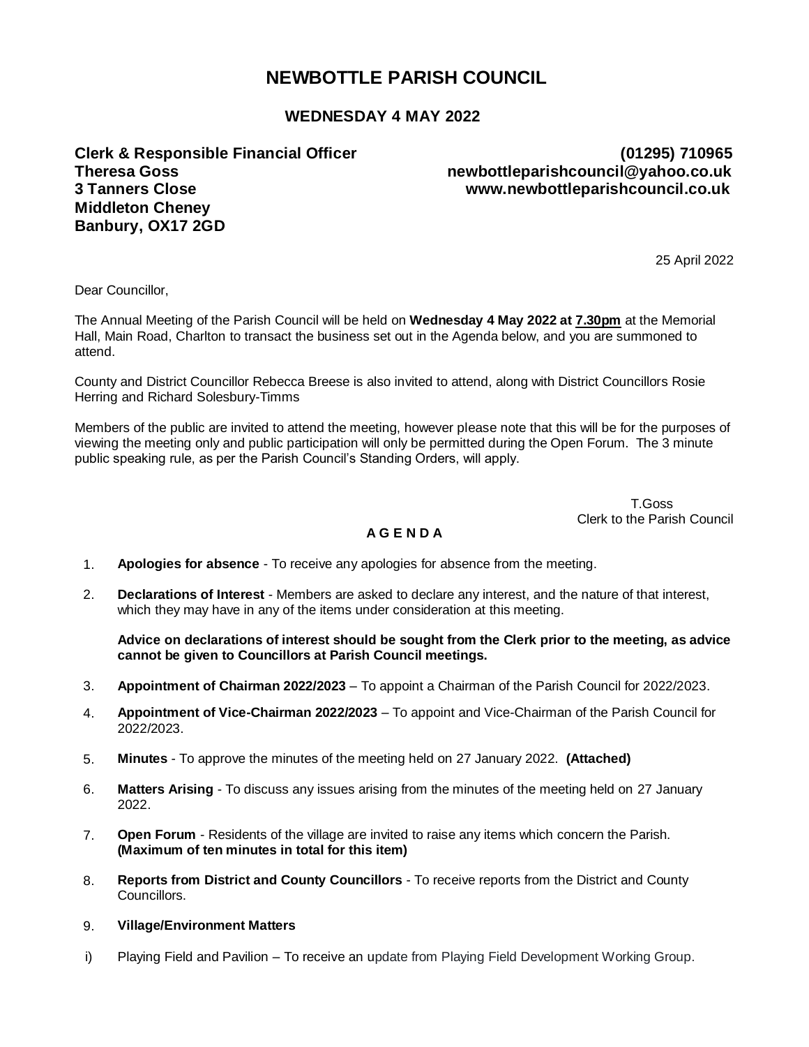# NEWBOTTLE PARISH COUNCIL

## WEDNESDAY 4 MAY 2022

**Clerk & Responsible Financial Officer**
**Theresa Goss**
**3 Tanners Close**
**Middleton Cheney**
**Banbury, OX17 2GD**

**(01295) 710965**
**newbottleparishcouncil@yahoo.co.uk**
**www.newbottleparishcouncil.co.uk**

25 April 2022

Dear Councillor,

The Annual Meeting of the Parish Council will be held on **Wednesday 4 May 2022 at <u>7.30pm</u>** at the Memorial Hall, Main Road, Charlton to transact the business set out in the Agenda below, and you are summoned to attend.

County and District Councillor Rebecca Breese is also invited to attend, along with District Councillors Rosie Herring and Richard Solesbury-Timms

Members of the public are invited to attend the meeting, however please note that this will be for the purposes of viewing the meeting only and public participation will only be permitted during the Open Forum. The 3 minute public speaking rule, as per the Parish Council's Standing Orders, will apply.

T.Goss
Clerk to the Parish Council

**A G E N D A**

1. **Apologies for absence** - To receive any apologies for absence from the meeting.

2. **Declarations of Interest** - Members are asked to declare any interest, and the nature of that interest, which they may have in any of the items under consideration at this meeting.

   **Advice on declarations of interest should be sought from the Clerk prior to the meeting, as advice cannot be given to Councillors at Parish Council meetings.**

3. **Appointment of Chairman 2022/2023** – To appoint a Chairman of the Parish Council for 2022/2023.

4. **Appointment of Vice-Chairman 2022/2023** – To appoint and Vice-Chairman of the Parish Council for 2022/2023.

5. **Minutes** - To approve the minutes of the meeting held on 27 January 2022. **(Attached)**

6. **Matters Arising** - To discuss any issues arising from the minutes of the meeting held on 27 January 2022.

7. **Open Forum** - Residents of the village are invited to raise any items which concern the Parish. **(Maximum of ten minutes in total for this item)**

8. **Reports from District and County Councillors** - To receive reports from the District and County Councillors.

9. **Village/Environment Matters**

i) Playing Field and Pavilion – To receive an update from Playing Field Development Working Group.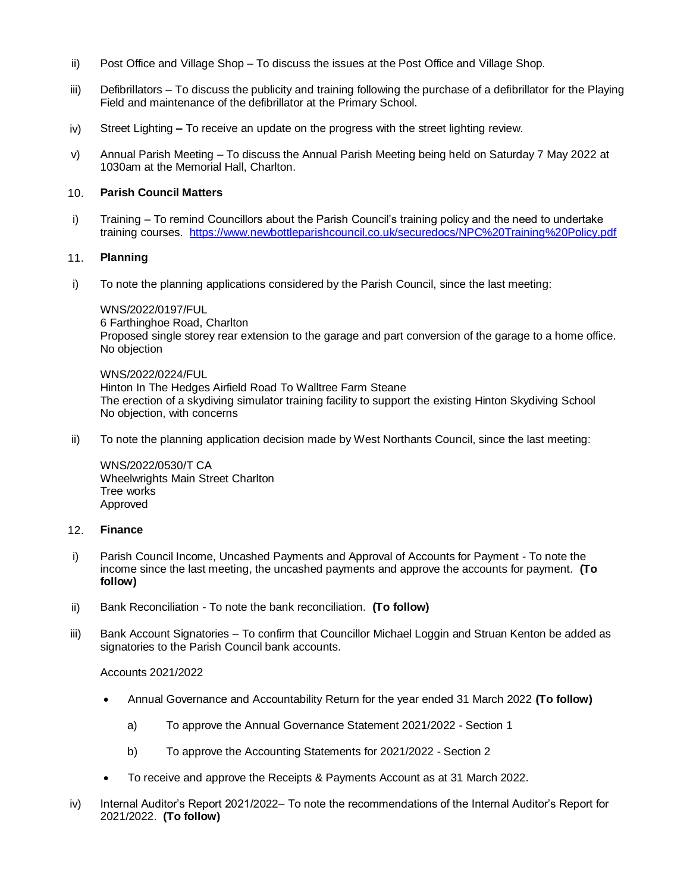ii) Post Office and Village Shop – To discuss the issues at the Post Office and Village Shop.

iii) Defibrillators – To discuss the publicity and training following the purchase of a defibrillator for the Playing Field and maintenance of the defibrillator at the Primary School.

iv) Street Lighting **–** To receive an update on the progress with the street lighting review.

v) Annual Parish Meeting – To discuss the Annual Parish Meeting being held on Saturday 7 May 2022 at 1030am at the Memorial Hall, Charlton.

## 10. Parish Council Matters

i) Training – To remind Councillors about the Parish Council's training policy and the need to undertake training courses. https://www.newbottleparishcouncil.co.uk/securedocs/NPC%20Training%20Policy.pdf

## 11. Planning

i) To note the planning applications considered by the Parish Council, since the last meeting:

WNS/2022/0197/FUL
6 Farthinghoe Road, Charlton
Proposed single storey rear extension to the garage and part conversion of the garage to a home office.
No objection

WNS/2022/0224/FUL
Hinton In The Hedges Airfield Road To Walltree Farm Steane
The erection of a skydiving simulator training facility to support the existing Hinton Skydiving School
No objection, with concerns

ii) To note the planning application decision made by West Northants Council, since the last meeting:

WNS/2022/0530/T CA
Wheelwrights Main Street Charlton
Tree works
Approved

## 12. Finance

i) Parish Council Income, Uncashed Payments and Approval of Accounts for Payment - To note the income since the last meeting, the uncashed payments and approve the accounts for payment. **(To follow)**

ii) Bank Reconciliation - To note the bank reconciliation. **(To follow)**

iii) Bank Account Signatories – To confirm that Councillor Michael Loggin and Struan Kenton be added as signatories to the Parish Council bank accounts.

Accounts 2021/2022

- Annual Governance and Accountability Return for the year ended 31 March 2022 **(To follow)**
  - a) To approve the Annual Governance Statement 2021/2022 - Section 1
  - b) To approve the Accounting Statements for 2021/2022 - Section 2
- To receive and approve the Receipts & Payments Account as at 31 March 2022.

iv) Internal Auditor's Report 2021/2022– To note the recommendations of the Internal Auditor's Report for 2021/2022. **(To follow)**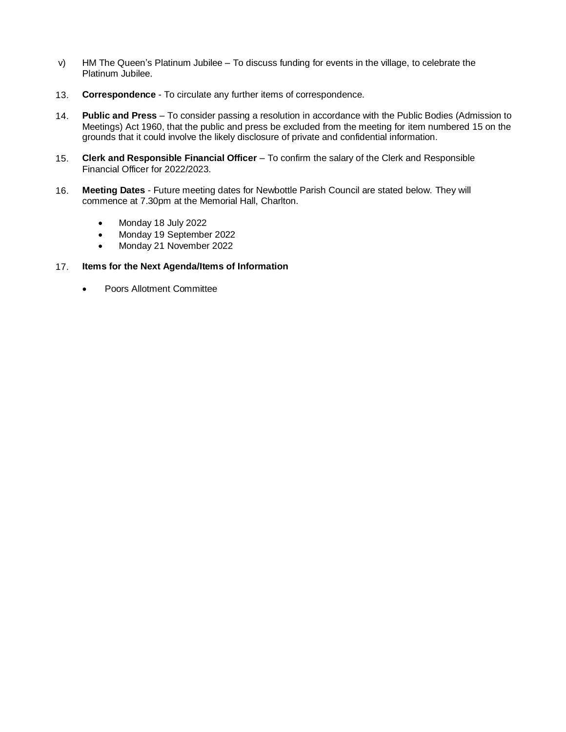v) HM The Queen’s Platinum Jubilee – To discuss funding for events in the village, to celebrate the Platinum Jubilee.

13. **Correspondence** - To circulate any further items of correspondence.

14. **Public and Press** – To consider passing a resolution in accordance with the Public Bodies (Admission to Meetings) Act 1960, that the public and press be excluded from the meeting for item numbered 15 on the grounds that it could involve the likely disclosure of private and confidential information.

15. **Clerk and Responsible Financial Officer** – To confirm the salary of the Clerk and Responsible Financial Officer for 2022/2023.

16. **Meeting Dates** - Future meeting dates for Newbottle Parish Council are stated below. They will commence at 7.30pm at the Memorial Hall, Charlton.

    - Monday 18 July 2022
    - Monday 19 September 2022
    - Monday 21 November 2022

17. **Items for the Next Agenda/Items of Information**

    - Poors Allotment Committee